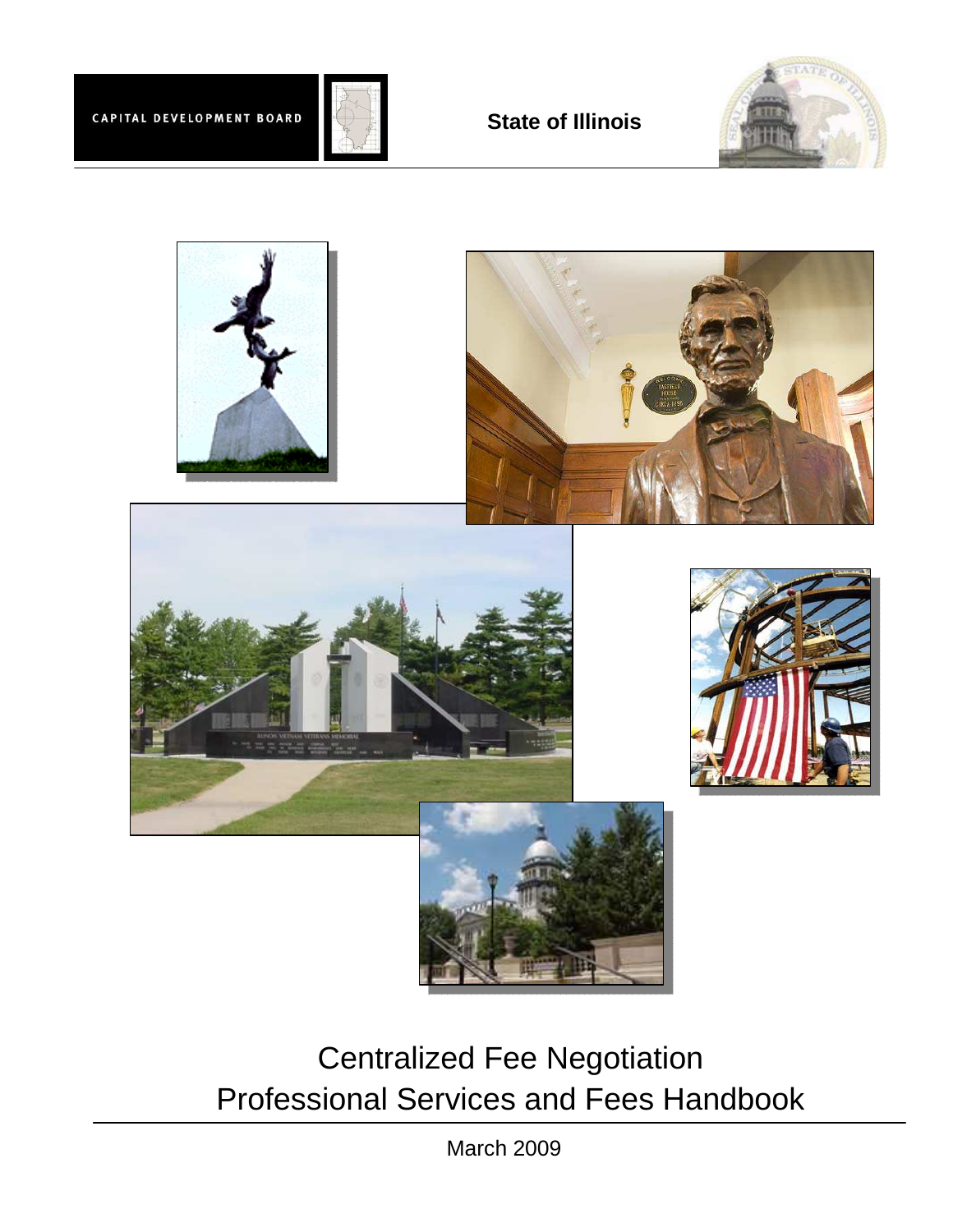CAPITAL DEVELOPMENT BOARD

**State of Illinois**

# Centralized Fee Negotiation
# Professional Services and Fees Handbook

March 2009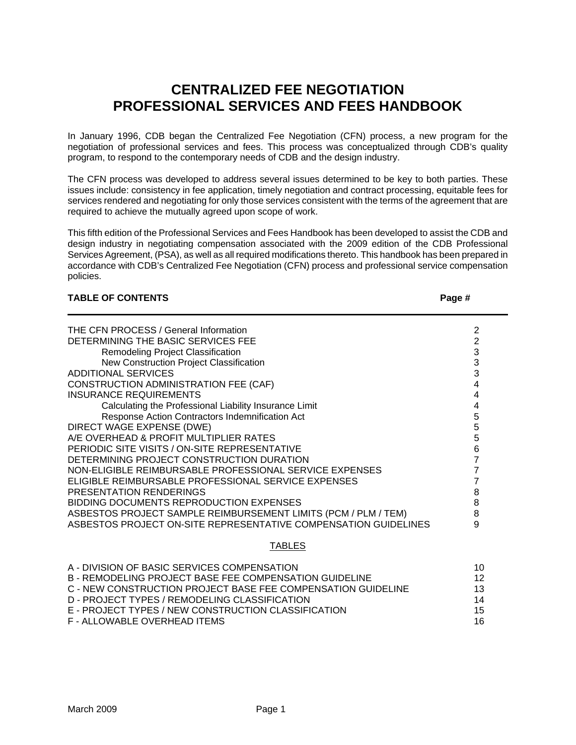# CENTRALIZED FEE NEGOTIATION PROFESSIONAL SERVICES AND FEES HANDBOOK

In January 1996, CDB began the Centralized Fee Negotiation (CFN) process, a new program for the negotiation of professional services and fees. This process was conceptualized through CDB's quality program, to respond to the contemporary needs of CDB and the design industry.

The CFN process was developed to address several issues determined to be key to both parties. These issues include: consistency in fee application, timely negotiation and contract processing, equitable fees for services rendered and negotiating for only those services consistent with the terms of the agreement that are required to achieve the mutually agreed upon scope of work.

This fifth edition of the Professional Services and Fees Handbook has been developed to assist the CDB and design industry in negotiating compensation associated with the 2009 edition of the CDB Professional Services Agreement, (PSA), as well as all required modifications thereto. This handbook has been prepared in accordance with CDB's Centralized Fee Negotiation (CFN) process and professional service compensation policies.

| **TABLE OF CONTENTS** | **Page #** |
|---|---|
| THE CFN PROCESS / General Information | 2 |
| DETERMINING THE BASIC SERVICES FEE | 2 |
| Remodeling Project Classification | 3 |
| New Construction Project Classification | 3 |
| ADDITIONAL SERVICES | 3 |
| CONSTRUCTION ADMINISTRATION FEE (CAF) | 4 |
| INSURANCE REQUIREMENTS | 4 |
| Calculating the Professional Liability Insurance Limit | 4 |
| Response Action Contractors Indemnification Act | 5 |
| DIRECT WAGE EXPENSE (DWE) | 5 |
| A/E OVERHEAD & PROFIT MULTIPLIER RATES | 5 |
| PERIODIC SITE VISITS / ON-SITE REPRESENTATIVE | 6 |
| DETERMINING PROJECT CONSTRUCTION DURATION | 7 |
| NON-ELIGIBLE REIMBURSABLE PROFESSIONAL SERVICE EXPENSES | 7 |
| ELIGIBLE REIMBURSABLE PROFESSIONAL SERVICE EXPENSES | 7 |
| PRESENTATION RENDERINGS | 8 |
| BIDDING DOCUMENTS REPRODUCTION EXPENSES | 8 |
| ASBESTOS PROJECT SAMPLE REIMBURSEMENT LIMITS (PCM / PLM / TEM) | 8 |
| ASBESTOS PROJECT ON-SITE REPRESENTATIVE COMPENSATION GUIDELINES | 9 |

## TABLES

| | |
|---|---|
| A - DIVISION OF BASIC SERVICES COMPENSATION | 10 |
| B - REMODELING PROJECT BASE FEE COMPENSATION GUIDELINE | 12 |
| C - NEW CONSTRUCTION PROJECT BASE FEE COMPENSATION GUIDELINE | 13 |
| D - PROJECT TYPES / REMODELING CLASSIFICATION | 14 |
| E - PROJECT TYPES / NEW CONSTRUCTION CLASSIFICATION | 15 |
| F - ALLOWABLE OVERHEAD ITEMS | 16 |

March 2009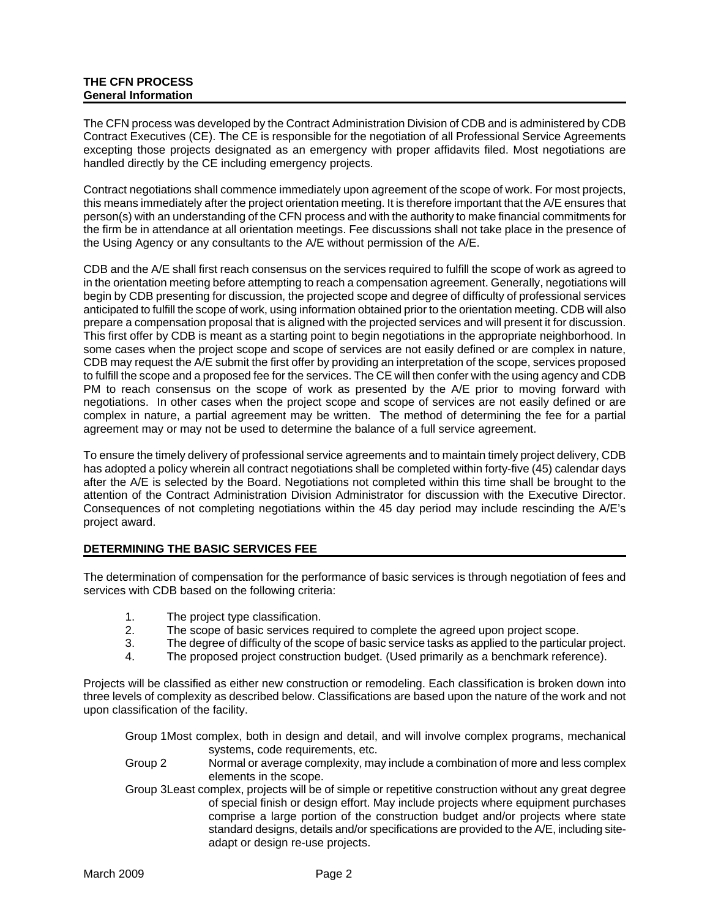## THE CFN PROCESS
### General Information

The CFN process was developed by the Contract Administration Division of CDB and is administered by CDB Contract Executives (CE). The CE is responsible for the negotiation of all Professional Service Agreements excepting those projects designated as an emergency with proper affidavits filed. Most negotiations are handled directly by the CE including emergency projects.

Contract negotiations shall commence immediately upon agreement of the scope of work. For most projects, this means immediately after the project orientation meeting. It is therefore important that the A/E ensures that person(s) with an understanding of the CFN process and with the authority to make financial commitments for the firm be in attendance at all orientation meetings. Fee discussions shall not take place in the presence of the Using Agency or any consultants to the A/E without permission of the A/E.

CDB and the A/E shall first reach consensus on the services required to fulfill the scope of work as agreed to in the orientation meeting before attempting to reach a compensation agreement. Generally, negotiations will begin by CDB presenting for discussion, the projected scope and degree of difficulty of professional services anticipated to fulfill the scope of work, using information obtained prior to the orientation meeting. CDB will also prepare a compensation proposal that is aligned with the projected services and will present it for discussion. This first offer by CDB is meant as a starting point to begin negotiations in the appropriate neighborhood. In some cases when the project scope and scope of services are not easily defined or are complex in nature, CDB may request the A/E submit the first offer by providing an interpretation of the scope, services proposed to fulfill the scope and a proposed fee for the services. The CE will then confer with the using agency and CDB PM to reach consensus on the scope of work as presented by the A/E prior to moving forward with negotiations. In other cases when the project scope and scope of services are not easily defined or are complex in nature, a partial agreement may be written. The method of determining the fee for a partial agreement may or may not be used to determine the balance of a full service agreement.

To ensure the timely delivery of professional service agreements and to maintain timely project delivery, CDB has adopted a policy wherein all contract negotiations shall be completed within forty-five (45) calendar days after the A/E is selected by the Board. Negotiations not completed within this time shall be brought to the attention of the Contract Administration Division Administrator for discussion with the Executive Director. Consequences of not completing negotiations within the 45 day period may include rescinding the A/E's project award.

## DETERMINING THE BASIC SERVICES FEE

The determination of compensation for the performance of basic services is through negotiation of fees and services with CDB based on the following criteria:

1. The project type classification.
2. The scope of basic services required to complete the agreed upon project scope.
3. The degree of difficulty of the scope of basic service tasks as applied to the particular project.
4. The proposed project construction budget. (Used primarily as a benchmark reference).

Projects will be classified as either new construction or remodeling. Each classification is broken down into three levels of complexity as described below. Classifications are based upon the nature of the work and not upon classification of the facility.

- Group 1 Most complex, both in design and detail, and will involve complex programs, mechanical systems, code requirements, etc.
- Group 2 Normal or average complexity, may include a combination of more and less complex elements in the scope.
- Group 3 Least complex, projects will be of simple or repetitive construction without any great degree of special finish or design effort. May include projects where equipment purchases comprise a large portion of the construction budget and/or projects where state standard designs, details and/or specifications are provided to the A/E, including site-adapt or design re-use projects.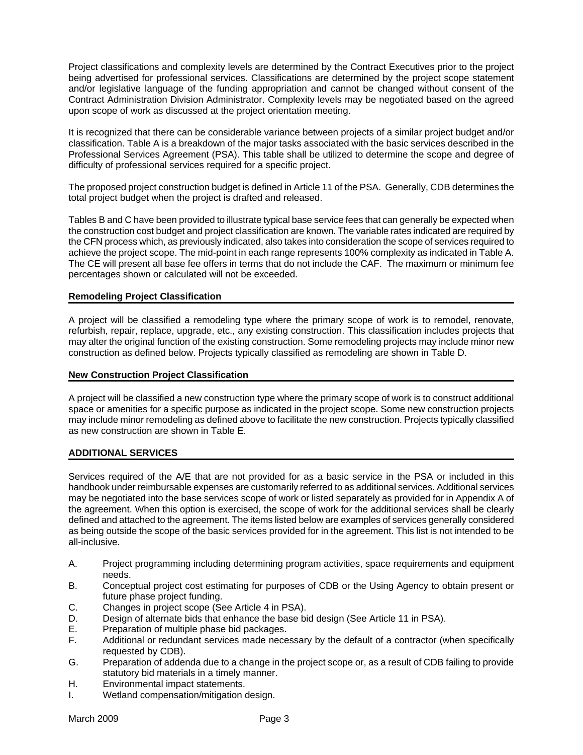Project classifications and complexity levels are determined by the Contract Executives prior to the project being advertised for professional services. Classifications are determined by the project scope statement and/or legislative language of the funding appropriation and cannot be changed without consent of the Contract Administration Division Administrator. Complexity levels may be negotiated based on the agreed upon scope of work as discussed at the project orientation meeting.

It is recognized that there can be considerable variance between projects of a similar project budget and/or classification. Table A is a breakdown of the major tasks associated with the basic services described in the Professional Services Agreement (PSA). This table shall be utilized to determine the scope and degree of difficulty of professional services required for a specific project.

The proposed project construction budget is defined in Article 11 of the PSA. Generally, CDB determines the total project budget when the project is drafted and released.

Tables B and C have been provided to illustrate typical base service fees that can generally be expected when the construction cost budget and project classification are known. The variable rates indicated are required by the CFN process which, as previously indicated, also takes into consideration the scope of services required to achieve the project scope. The mid-point in each range represents 100% complexity as indicated in Table A. The CE will present all base fee offers in terms that do not include the CAF. The maximum or minimum fee percentages shown or calculated will not be exceeded.

## Remodeling Project Classification

A project will be classified a remodeling type where the primary scope of work is to remodel, renovate, refurbish, repair, replace, upgrade, etc., any existing construction. This classification includes projects that may alter the original function of the existing construction. Some remodeling projects may include minor new construction as defined below. Projects typically classified as remodeling are shown in Table D.

## New Construction Project Classification

A project will be classified a new construction type where the primary scope of work is to construct additional space or amenities for a specific purpose as indicated in the project scope. Some new construction projects may include minor remodeling as defined above to facilitate the new construction. Projects typically classified as new construction are shown in Table E.

## ADDITIONAL SERVICES

Services required of the A/E that are not provided for as a basic service in the PSA or included in this handbook under reimbursable expenses are customarily referred to as additional services. Additional services may be negotiated into the base services scope of work or listed separately as provided for in Appendix A of the agreement. When this option is exercised, the scope of work for the additional services shall be clearly defined and attached to the agreement. The items listed below are examples of services generally considered as being outside the scope of the basic services provided for in the agreement. This list is not intended to be all-inclusive.

A. Project programming including determining program activities, space requirements and equipment needs.
B. Conceptual project cost estimating for purposes of CDB or the Using Agency to obtain present or future phase project funding.
C. Changes in project scope (See Article 4 in PSA).
D. Design of alternate bids that enhance the base bid design (See Article 11 in PSA).
E. Preparation of multiple phase bid packages.
F. Additional or redundant services made necessary by the default of a contractor (when specifically requested by CDB).
G. Preparation of addenda due to a change in the project scope or, as a result of CDB failing to provide statutory bid materials in a timely manner.
H. Environmental impact statements.
I. Wetland compensation/mitigation design.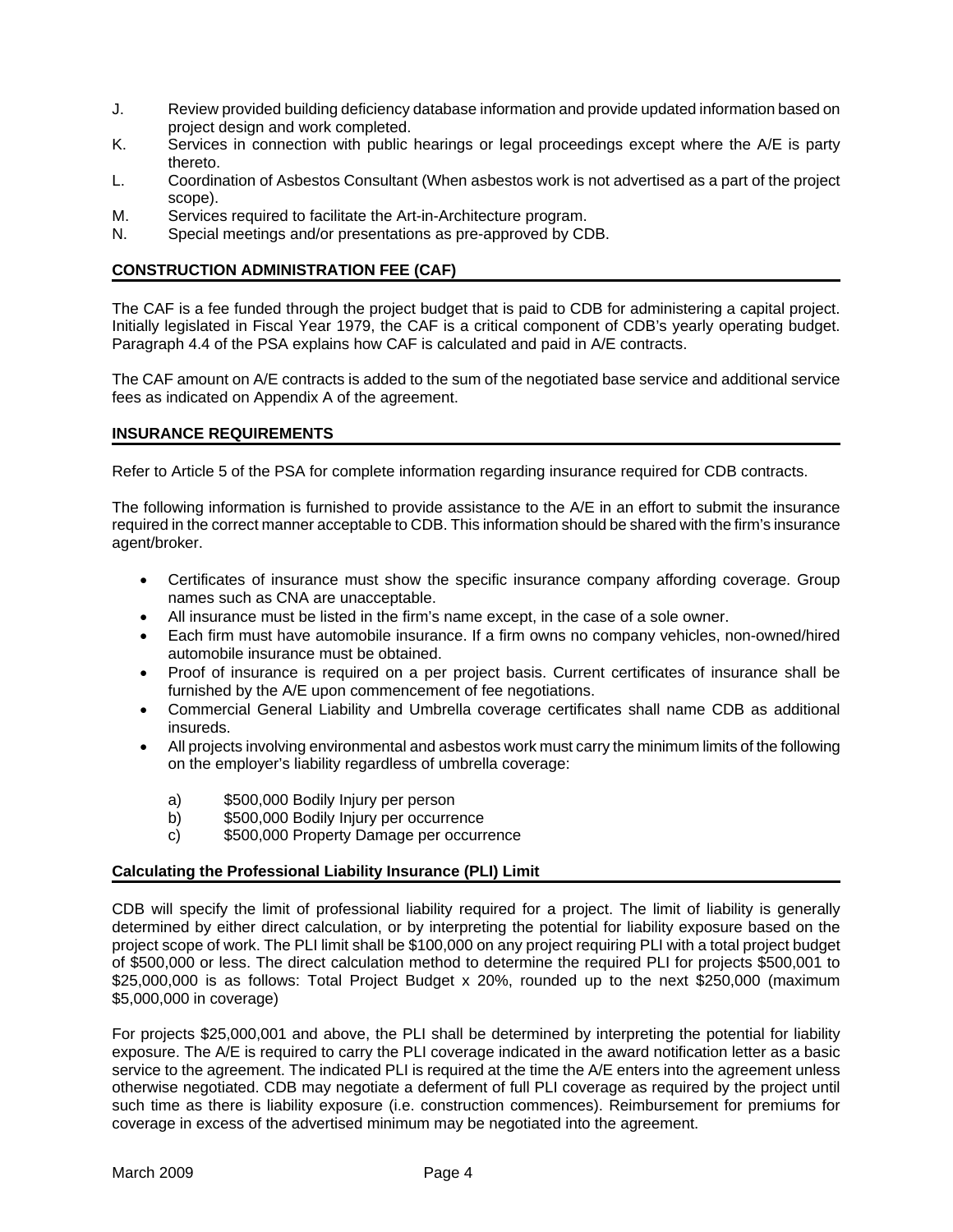J. Review provided building deficiency database information and provide updated information based on project design and work completed.
K. Services in connection with public hearings or legal proceedings except where the A/E is party thereto.
L. Coordination of Asbestos Consultant (When asbestos work is not advertised as a part of the project scope).
M. Services required to facilitate the Art-in-Architecture program.
N. Special meetings and/or presentations as pre-approved by CDB.

## CONSTRUCTION ADMINISTRATION FEE (CAF)

The CAF is a fee funded through the project budget that is paid to CDB for administering a capital project. Initially legislated in Fiscal Year 1979, the CAF is a critical component of CDB's yearly operating budget. Paragraph 4.4 of the PSA explains how CAF is calculated and paid in A/E contracts.

The CAF amount on A/E contracts is added to the sum of the negotiated base service and additional service fees as indicated on Appendix A of the agreement.

## INSURANCE REQUIREMENTS

Refer to Article 5 of the PSA for complete information regarding insurance required for CDB contracts.

The following information is furnished to provide assistance to the A/E in an effort to submit the insurance required in the correct manner acceptable to CDB. This information should be shared with the firm's insurance agent/broker.

- Certificates of insurance must show the specific insurance company affording coverage. Group names such as CNA are unacceptable.
- All insurance must be listed in the firm's name except, in the case of a sole owner.
- Each firm must have automobile insurance. If a firm owns no company vehicles, non-owned/hired automobile insurance must be obtained.
- Proof of insurance is required on a per project basis. Current certificates of insurance shall be furnished by the A/E upon commencement of fee negotiations.
- Commercial General Liability and Umbrella coverage certificates shall name CDB as additional insureds.
- All projects involving environmental and asbestos work must carry the minimum limits of the following on the employer's liability regardless of umbrella coverage:

  a) $500,000 Bodily Injury per person
  b) $500,000 Bodily Injury per occurrence
  c) $500,000 Property Damage per occurrence

### Calculating the Professional Liability Insurance (PLI) Limit

CDB will specify the limit of professional liability required for a project. The limit of liability is generally determined by either direct calculation, or by interpreting the potential for liability exposure based on the project scope of work. The PLI limit shall be $100,000 on any project requiring PLI with a total project budget of $500,000 or less. The direct calculation method to determine the required PLI for projects $500,001 to $25,000,000 is as follows: Total Project Budget x 20%, rounded up to the next $250,000 (maximum $5,000,000 in coverage)

For projects $25,000,001 and above, the PLI shall be determined by interpreting the potential for liability exposure. The A/E is required to carry the PLI coverage indicated in the award notification letter as a basic service to the agreement. The indicated PLI is required at the time the A/E enters into the agreement unless otherwise negotiated. CDB may negotiate a deferment of full PLI coverage as required by the project until such time as there is liability exposure (i.e. construction commences). Reimbursement for premiums for coverage in excess of the advertised minimum may be negotiated into the agreement.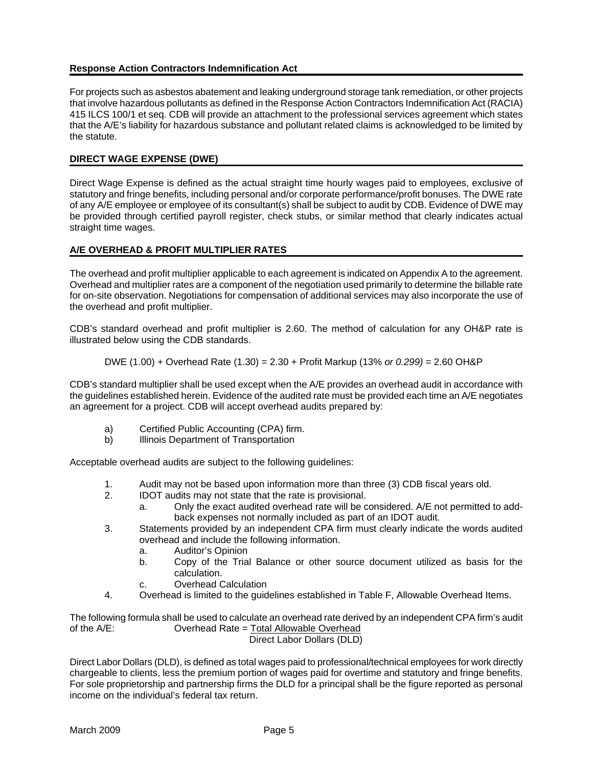## Response Action Contractors Indemnification Act

For projects such as asbestos abatement and leaking underground storage tank remediation, or other projects that involve hazardous pollutants as defined in the Response Action Contractors Indemnification Act (RACIA) 415 ILCS 100/1 et seq. CDB will provide an attachment to the professional services agreement which states that the A/E's liability for hazardous substance and pollutant related claims is acknowledged to be limited by the statute.

## DIRECT WAGE EXPENSE (DWE)

Direct Wage Expense is defined as the actual straight time hourly wages paid to employees, exclusive of statutory and fringe benefits, including personal and/or corporate performance/profit bonuses. The DWE rate of any A/E employee or employee of its consultant(s) shall be subject to audit by CDB. Evidence of DWE may be provided through certified payroll register, check stubs, or similar method that clearly indicates actual straight time wages.

## A/E OVERHEAD & PROFIT MULTIPLIER RATES

The overhead and profit multiplier applicable to each agreement is indicated on Appendix A to the agreement. Overhead and multiplier rates are a component of the negotiation used primarily to determine the billable rate for on-site observation. Negotiations for compensation of additional services may also incorporate the use of the overhead and profit multiplier.

CDB's standard overhead and profit multiplier is 2.60. The method of calculation for any OH&P rate is illustrated below using the CDB standards.

DWE (1.00) + Overhead Rate (1.30) = 2.30 + Profit Markup (13% *or 0.299)* = 2.60 OH&P

CDB's standard multiplier shall be used except when the A/E provides an overhead audit in accordance with the guidelines established herein. Evidence of the audited rate must be provided each time an A/E negotiates an agreement for a project. CDB will accept overhead audits prepared by:

a) Certified Public Accounting (CPA) firm.
b) Illinois Department of Transportation

Acceptable overhead audits are subject to the following guidelines:

1. Audit may not be based upon information more than three (3) CDB fiscal years old.
2. IDOT audits may not state that the rate is provisional.
   a. Only the exact audited overhead rate will be considered. A/E not permitted to add-back expenses not normally included as part of an IDOT audit.
3. Statements provided by an independent CPA firm must clearly indicate the words audited overhead and include the following information.
   a. Auditor's Opinion
   b. Copy of the Trial Balance or other source document utilized as basis for the calculation.
   c. Overhead Calculation
4. Overhead is limited to the guidelines established in Table F, Allowable Overhead Items.

The following formula shall be used to calculate an overhead rate derived by an independent CPA firm's audit of the A/E:

$$\text{Overhead Rate} = \frac{\text{Total Allowable Overhead}}{\text{Direct Labor Dollars (DLD)}}$$

Direct Labor Dollars (DLD), is defined as total wages paid to professional/technical employees for work directly chargeable to clients, less the premium portion of wages paid for overtime and statutory and fringe benefits. For sole proprietorship and partnership firms the DLD for a principal shall be the figure reported as personal income on the individual's federal tax return.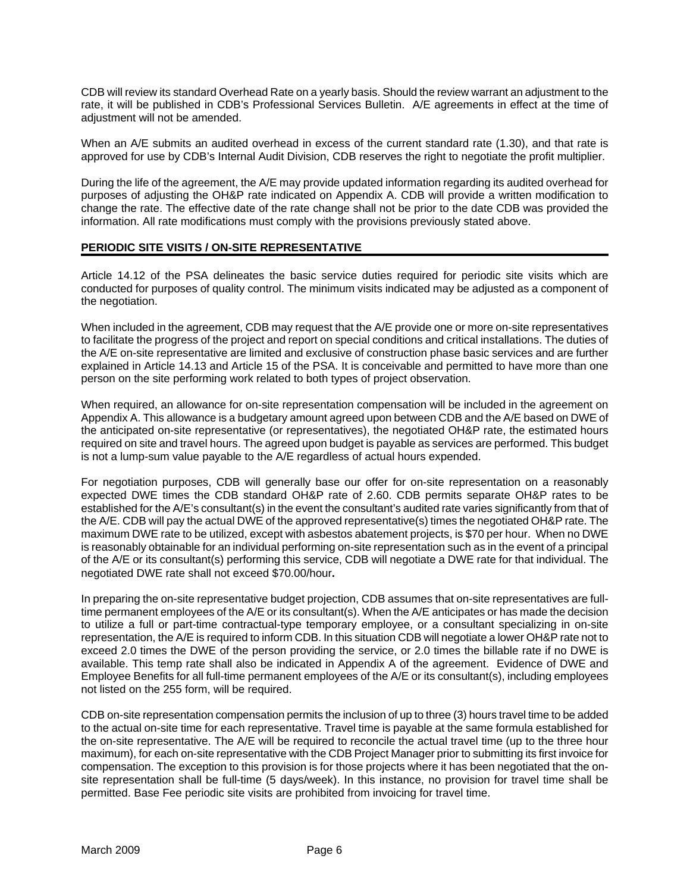CDB will review its standard Overhead Rate on a yearly basis. Should the review warrant an adjustment to the rate, it will be published in CDB's Professional Services Bulletin. A/E agreements in effect at the time of adjustment will not be amended.

When an A/E submits an audited overhead in excess of the current standard rate (1.30), and that rate is approved for use by CDB's Internal Audit Division, CDB reserves the right to negotiate the profit multiplier.

During the life of the agreement, the A/E may provide updated information regarding its audited overhead for purposes of adjusting the OH&P rate indicated on Appendix A. CDB will provide a written modification to change the rate. The effective date of the rate change shall not be prior to the date CDB was provided the information. All rate modifications must comply with the provisions previously stated above.

## PERIODIC SITE VISITS / ON-SITE REPRESENTATIVE

Article 14.12 of the PSA delineates the basic service duties required for periodic site visits which are conducted for purposes of quality control. The minimum visits indicated may be adjusted as a component of the negotiation.

When included in the agreement, CDB may request that the A/E provide one or more on-site representatives to facilitate the progress of the project and report on special conditions and critical installations. The duties of the A/E on-site representative are limited and exclusive of construction phase basic services and are further explained in Article 14.13 and Article 15 of the PSA. It is conceivable and permitted to have more than one person on the site performing work related to both types of project observation.

When required, an allowance for on-site representation compensation will be included in the agreement on Appendix A. This allowance is a budgetary amount agreed upon between CDB and the A/E based on DWE of the anticipated on-site representative (or representatives), the negotiated OH&P rate, the estimated hours required on site and travel hours. The agreed upon budget is payable as services are performed. This budget is not a lump-sum value payable to the A/E regardless of actual hours expended.

For negotiation purposes, CDB will generally base our offer for on-site representation on a reasonably expected DWE times the CDB standard OH&P rate of 2.60. CDB permits separate OH&P rates to be established for the A/E's consultant(s) in the event the consultant's audited rate varies significantly from that of the A/E. CDB will pay the actual DWE of the approved representative(s) times the negotiated OH&P rate. The maximum DWE rate to be utilized, except with asbestos abatement projects, is $70 per hour. When no DWE is reasonably obtainable for an individual performing on-site representation such as in the event of a principal of the A/E or its consultant(s) performing this service, CDB will negotiate a DWE rate for that individual. The negotiated DWE rate shall not exceed $70.00/hour**.**

In preparing the on-site representative budget projection, CDB assumes that on-site representatives are full-time permanent employees of the A/E or its consultant(s). When the A/E anticipates or has made the decision to utilize a full or part-time contractual-type temporary employee, or a consultant specializing in on-site representation, the A/E is required to inform CDB. In this situation CDB will negotiate a lower OH&P rate not to exceed 2.0 times the DWE of the person providing the service, or 2.0 times the billable rate if no DWE is available. This temp rate shall also be indicated in Appendix A of the agreement. Evidence of DWE and Employee Benefits for all full-time permanent employees of the A/E or its consultant(s), including employees not listed on the 255 form, will be required.

CDB on-site representation compensation permits the inclusion of up to three (3) hours travel time to be added to the actual on-site time for each representative. Travel time is payable at the same formula established for the on-site representative. The A/E will be required to reconcile the actual travel time (up to the three hour maximum), for each on-site representative with the CDB Project Manager prior to submitting its first invoice for compensation. The exception to this provision is for those projects where it has been negotiated that the on-site representation shall be full-time (5 days/week). In this instance, no provision for travel time shall be permitted. Base Fee periodic site visits are prohibited from invoicing for travel time.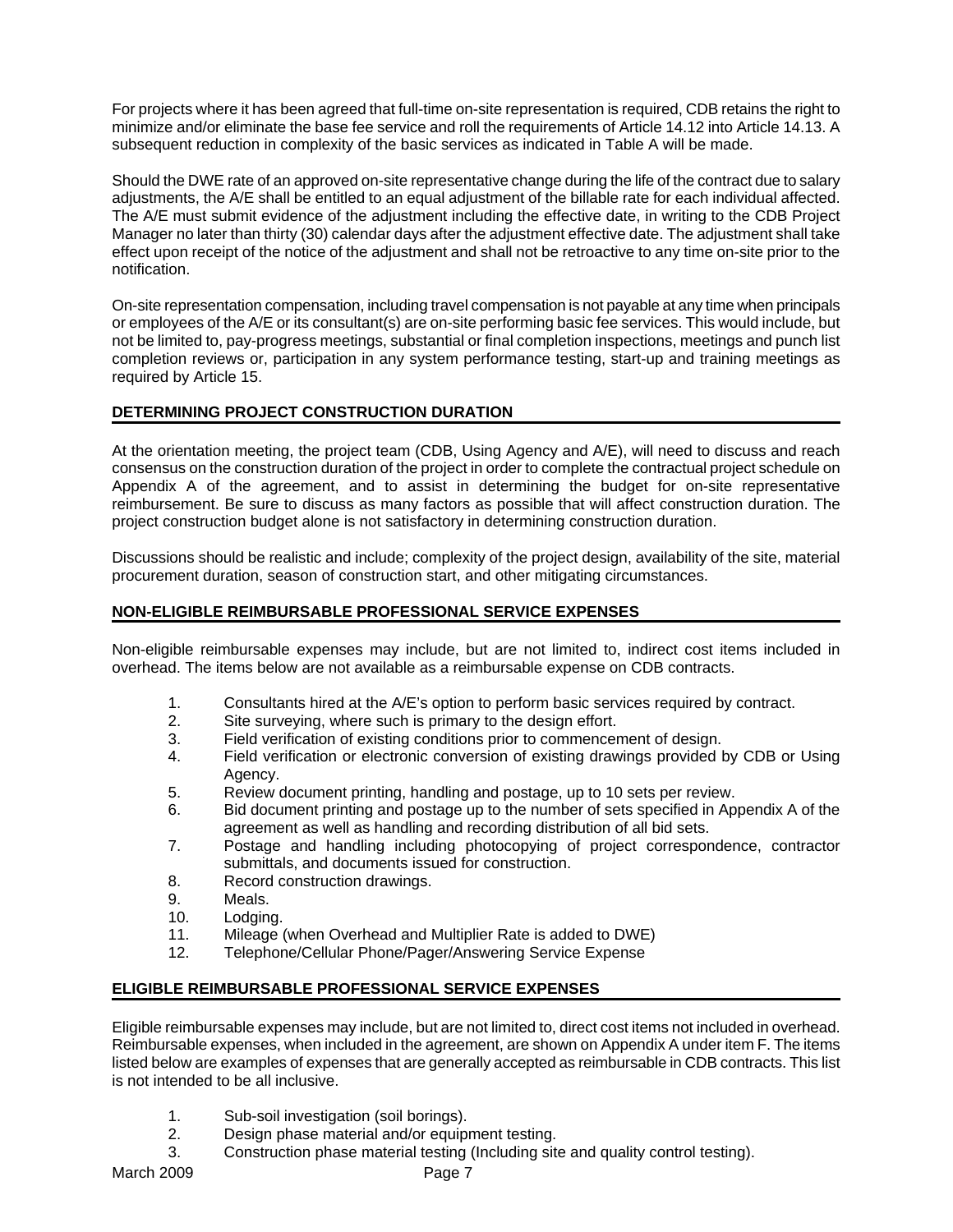For projects where it has been agreed that full-time on-site representation is required, CDB retains the right to minimize and/or eliminate the base fee service and roll the requirements of Article 14.12 into Article 14.13. A subsequent reduction in complexity of the basic services as indicated in Table A will be made.

Should the DWE rate of an approved on-site representative change during the life of the contract due to salary adjustments, the A/E shall be entitled to an equal adjustment of the billable rate for each individual affected. The A/E must submit evidence of the adjustment including the effective date, in writing to the CDB Project Manager no later than thirty (30) calendar days after the adjustment effective date. The adjustment shall take effect upon receipt of the notice of the adjustment and shall not be retroactive to any time on-site prior to the notification.

On-site representation compensation, including travel compensation is not payable at any time when principals or employees of the A/E or its consultant(s) are on-site performing basic fee services. This would include, but not be limited to, pay-progress meetings, substantial or final completion inspections, meetings and punch list completion reviews or, participation in any system performance testing, start-up and training meetings as required by Article 15.

## DETERMINING PROJECT CONSTRUCTION DURATION

At the orientation meeting, the project team (CDB, Using Agency and A/E), will need to discuss and reach consensus on the construction duration of the project in order to complete the contractual project schedule on Appendix A of the agreement, and to assist in determining the budget for on-site representative reimbursement. Be sure to discuss as many factors as possible that will affect construction duration. The project construction budget alone is not satisfactory in determining construction duration.

Discussions should be realistic and include; complexity of the project design, availability of the site, material procurement duration, season of construction start, and other mitigating circumstances.

## NON-ELIGIBLE REIMBURSABLE PROFESSIONAL SERVICE EXPENSES

Non-eligible reimbursable expenses may include, but are not limited to, indirect cost items included in overhead. The items below are not available as a reimbursable expense on CDB contracts.

1. Consultants hired at the A/E's option to perform basic services required by contract.
2. Site surveying, where such is primary to the design effort.
3. Field verification of existing conditions prior to commencement of design.
4. Field verification or electronic conversion of existing drawings provided by CDB or Using Agency.
5. Review document printing, handling and postage, up to 10 sets per review.
6. Bid document printing and postage up to the number of sets specified in Appendix A of the agreement as well as handling and recording distribution of all bid sets.
7. Postage and handling including photocopying of project correspondence, contractor submittals, and documents issued for construction.
8. Record construction drawings.
9. Meals.
10. Lodging.
11. Mileage (when Overhead and Multiplier Rate is added to DWE)
12. Telephone/Cellular Phone/Pager/Answering Service Expense

## ELIGIBLE REIMBURSABLE PROFESSIONAL SERVICE EXPENSES

Eligible reimbursable expenses may include, but are not limited to, direct cost items not included in overhead. Reimbursable expenses, when included in the agreement, are shown on Appendix A under item F. The items listed below are examples of expenses that are generally accepted as reimbursable in CDB contracts. This list is not intended to be all inclusive.

1. Sub-soil investigation (soil borings).
2. Design phase material and/or equipment testing.
3. Construction phase material testing (Including site and quality control testing).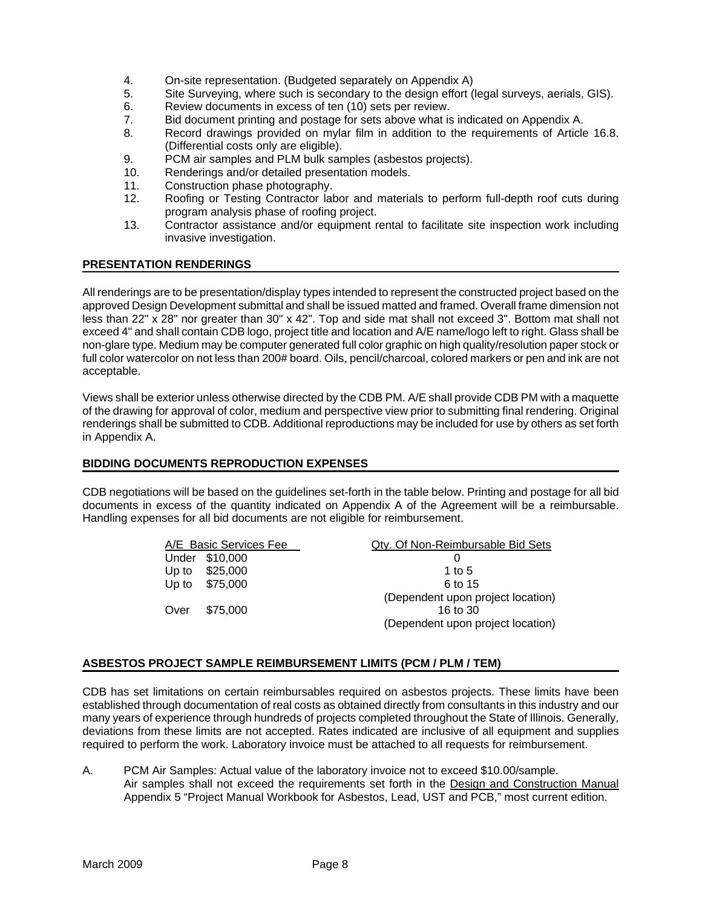4. On-site representation. (Budgeted separately on Appendix A)
5. Site Surveying, where such is secondary to the design effort (legal surveys, aerials, GIS).
6. Review documents in excess of ten (10) sets per review.
7. Bid document printing and postage for sets above what is indicated on Appendix A.
8. Record drawings provided on mylar film in addition to the requirements of Article 16.8. (Differential costs only are eligible).
9. PCM air samples and PLM bulk samples (asbestos projects).
10. Renderings and/or detailed presentation models.
11. Construction phase photography.
12. Roofing or Testing Contractor labor and materials to perform full-depth roof cuts during program analysis phase of roofing project.
13. Contractor assistance and/or equipment rental to facilitate site inspection work including invasive investigation.

## PRESENTATION RENDERINGS

All renderings are to be presentation/display types intended to represent the constructed project based on the approved Design Development submittal and shall be issued matted and framed. Overall frame dimension not less than 22" x 28" nor greater than 30" x 42". Top and side mat shall not exceed 3". Bottom mat shall not exceed 4" and shall contain CDB logo, project title and location and A/E name/logo left to right. Glass shall be non-glare type. Medium may be computer generated full color graphic on high quality/resolution paper stock or full color watercolor on not less than 200# board. Oils, pencil/charcoal, colored markers or pen and ink are not acceptable.

Views shall be exterior unless otherwise directed by the CDB PM. A/E shall provide CDB PM with a maquette of the drawing for approval of color, medium and perspective view prior to submitting final rendering. Original renderings shall be submitted to CDB. Additional reproductions may be included for use by others as set forth in Appendix A.

## BIDDING DOCUMENTS REPRODUCTION EXPENSES

CDB negotiations will be based on the guidelines set-forth in the table below. Printing and postage for all bid documents in excess of the quantity indicated on Appendix A of the Agreement will be a reimbursable. Handling expenses for all bid documents are not eligible for reimbursement.

| A/E Basic Services Fee | Qty. Of Non-Reimbursable Bid Sets |
|---|---|
| Under $10,000 | 0 |
| Up to $25,000 | 1 to 5 |
| Up to $75,000 | 6 to 15 (Dependent upon project location) |
| Over $75,000 | 16 to 30 (Dependent upon project location) |

## ASBESTOS PROJECT SAMPLE REIMBURSEMENT LIMITS (PCM / PLM / TEM)

CDB has set limitations on certain reimbursables required on asbestos projects. These limits have been established through documentation of real costs as obtained directly from consultants in this industry and our many years of experience through hundreds of projects completed throughout the State of Illinois. Generally, deviations from these limits are not accepted. Rates indicated are inclusive of all equipment and supplies required to perform the work. Laboratory invoice must be attached to all requests for reimbursement.

A. PCM Air Samples: Actual value of the laboratory invoice not to exceed $10.00/sample. Air samples shall not exceed the requirements set forth in the Design and Construction Manual Appendix 5 "Project Manual Workbook for Asbestos, Lead, UST and PCB," most current edition.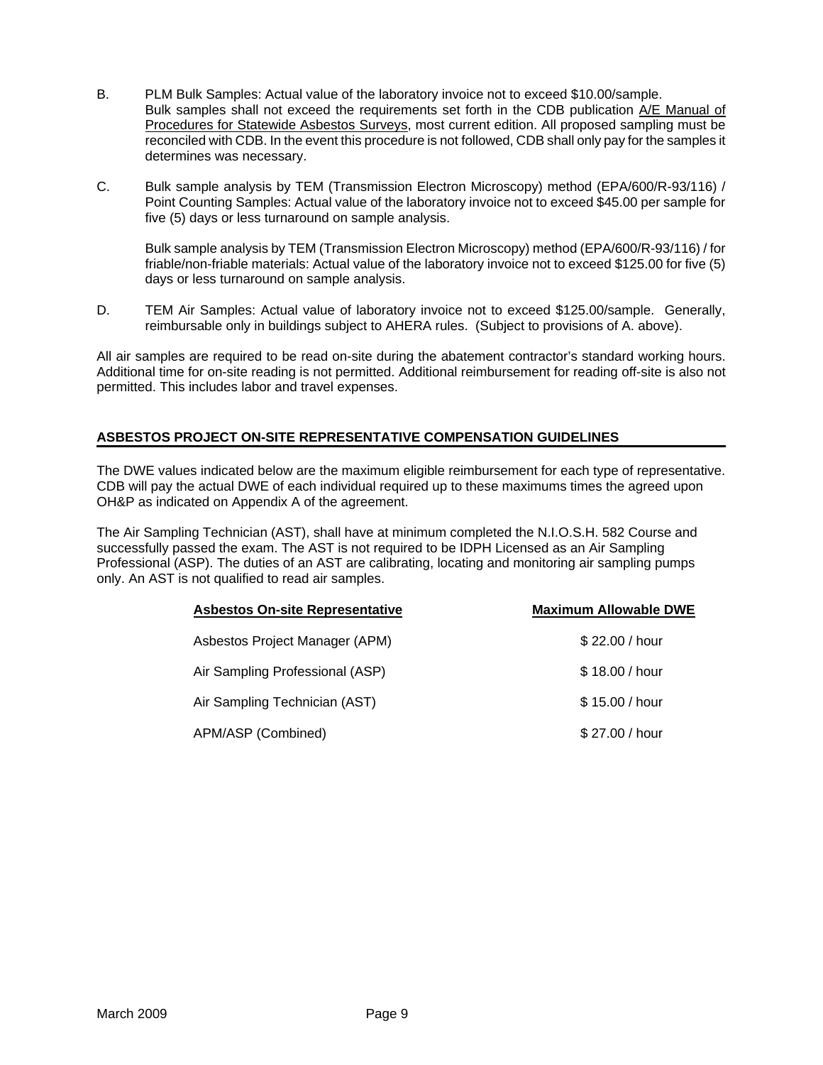B. PLM Bulk Samples: Actual value of the laboratory invoice not to exceed $10.00/sample. Bulk samples shall not exceed the requirements set forth in the CDB publication <u>A/E Manual of Procedures for Statewide Asbestos Surveys</u>, most current edition. All proposed sampling must be reconciled with CDB. In the event this procedure is not followed, CDB shall only pay for the samples it determines was necessary.

C. Bulk sample analysis by TEM (Transmission Electron Microscopy) method (EPA/600/R-93/116) / Point Counting Samples: Actual value of the laboratory invoice not to exceed $45.00 per sample for five (5) days or less turnaround on sample analysis.

   Bulk sample analysis by TEM (Transmission Electron Microscopy) method (EPA/600/R-93/116) / for friable/non-friable materials: Actual value of the laboratory invoice not to exceed $125.00 for five (5) days or less turnaround on sample analysis.

D. TEM Air Samples: Actual value of laboratory invoice not to exceed $125.00/sample. Generally, reimbursable only in buildings subject to AHERA rules. (Subject to provisions of A. above).

All air samples are required to be read on-site during the abatement contractor's standard working hours. Additional time for on-site reading is not permitted. Additional reimbursement for reading off-site is also not permitted. This includes labor and travel expenses.

## ASBESTOS PROJECT ON-SITE REPRESENTATIVE COMPENSATION GUIDELINES

The DWE values indicated below are the maximum eligible reimbursement for each type of representative. CDB will pay the actual DWE of each individual required up to these maximums times the agreed upon OH&P as indicated on Appendix A of the agreement.

The Air Sampling Technician (AST), shall have at minimum completed the N.I.O.S.H. 582 Course and successfully passed the exam. The AST is not required to be IDPH Licensed as an Air Sampling Professional (ASP). The duties of an AST are calibrating, locating and monitoring air sampling pumps only. An AST is not qualified to read air samples.

| Asbestos On-site Representative | Maximum Allowable DWE |
|---|---|
| Asbestos Project Manager (APM) | $ 22.00 / hour |
| Air Sampling Professional (ASP) | $ 18.00 / hour |
| Air Sampling Technician (AST) | $ 15.00 / hour |
| APM/ASP (Combined) | $ 27.00 / hour |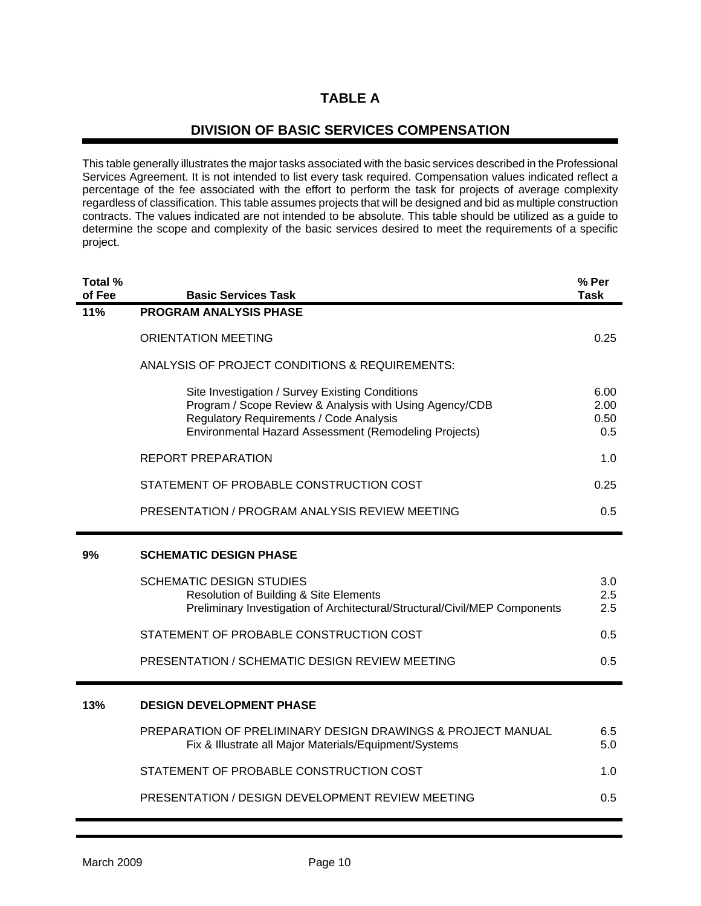# TABLE A

## DIVISION OF BASIC SERVICES COMPENSATION

This table generally illustrates the major tasks associated with the basic services described in the Professional Services Agreement. It is not intended to list every task required. Compensation values indicated reflect a percentage of the fee associated with the effort to perform the task for projects of average complexity regardless of classification. This table assumes projects that will be designed and bid as multiple construction contracts. The values indicated are not intended to be absolute. This table should be utilized as a guide to determine the scope and complexity of the basic services desired to meet the requirements of a specific project.

| Total % of Fee | Basic Services Task | % Per Task |
|---|---|---|
| **11%** | **PROGRAM ANALYSIS PHASE** | |
| | ORIENTATION MEETING | 0.25 |
| | ANALYSIS OF PROJECT CONDITIONS & REQUIREMENTS: | |
| | Site Investigation / Survey Existing Conditions | 6.00 |
| | Program / Scope Review & Analysis with Using Agency/CDB | 2.00 |
| | Regulatory Requirements / Code Analysis | 0.50 |
| | Environmental Hazard Assessment (Remodeling Projects) | 0.5 |
| | REPORT PREPARATION | 1.0 |
| | STATEMENT OF PROBABLE CONSTRUCTION COST | 0.25 |
| | PRESENTATION / PROGRAM ANALYSIS REVIEW MEETING | 0.5 |
| **9%** | **SCHEMATIC DESIGN PHASE** | |
| | SCHEMATIC DESIGN STUDIES | 3.0 |
| | Resolution of Building & Site Elements | 2.5 |
| | Preliminary Investigation of Architectural/Structural/Civil/MEP Components | 2.5 |
| | STATEMENT OF PROBABLE CONSTRUCTION COST | 0.5 |
| | PRESENTATION / SCHEMATIC DESIGN REVIEW MEETING | 0.5 |
| **13%** | **DESIGN DEVELOPMENT PHASE** | |
| | PREPARATION OF PRELIMINARY DESIGN DRAWINGS & PROJECT MANUAL | 6.5 |
| | Fix & Illustrate all Major Materials/Equipment/Systems | 5.0 |
| | STATEMENT OF PROBABLE CONSTRUCTION COST | 1.0 |
| | PRESENTATION / DESIGN DEVELOPMENT REVIEW MEETING | 0.5 |

March 2009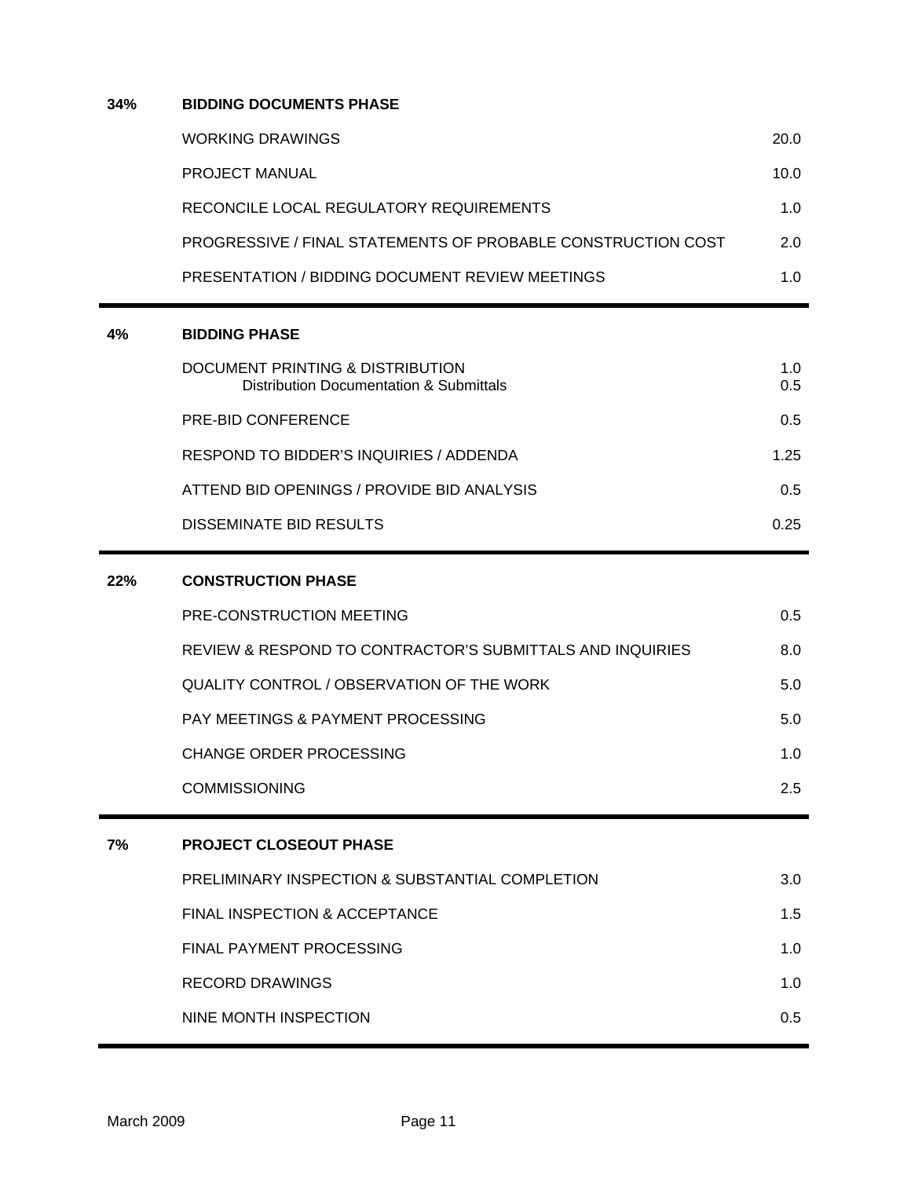| | | |
|---|---|---|
| **34%** | **BIDDING DOCUMENTS PHASE** | |
| | WORKING DRAWINGS | 20.0 |
| | PROJECT MANUAL | 10.0 |
| | RECONCILE LOCAL REGULATORY REQUIREMENTS | 1.0 |
| | PROGRESSIVE / FINAL STATEMENTS OF PROBABLE CONSTRUCTION COST | 2.0 |
| | PRESENTATION / BIDDING DOCUMENT REVIEW MEETINGS | 1.0 |
| **4%** | **BIDDING PHASE** | |
| | DOCUMENT PRINTING & DISTRIBUTION | 1.0 |
| | Distribution Documentation & Submittals | 0.5 |
| | PRE-BID CONFERENCE | 0.5 |
| | RESPOND TO BIDDER'S INQUIRIES / ADDENDA | 1.25 |
| | ATTEND BID OPENINGS / PROVIDE BID ANALYSIS | 0.5 |
| | DISSEMINATE BID RESULTS | 0.25 |
| **22%** | **CONSTRUCTION PHASE** | |
| | PRE-CONSTRUCTION MEETING | 0.5 |
| | REVIEW & RESPOND TO CONTRACTOR'S SUBMITTALS AND INQUIRIES | 8.0 |
| | QUALITY CONTROL / OBSERVATION OF THE WORK | 5.0 |
| | PAY MEETINGS & PAYMENT PROCESSING | 5.0 |
| | CHANGE ORDER PROCESSING | 1.0 |
| | COMMISSIONING | 2.5 |
| **7%** | **PROJECT CLOSEOUT PHASE** | |
| | PRELIMINARY INSPECTION & SUBSTANTIAL COMPLETION | 3.0 |
| | FINAL INSPECTION & ACCEPTANCE | 1.5 |
| | FINAL PAYMENT PROCESSING | 1.0 |
| | RECORD DRAWINGS | 1.0 |
| | NINE MONTH INSPECTION | 0.5 |

March 2009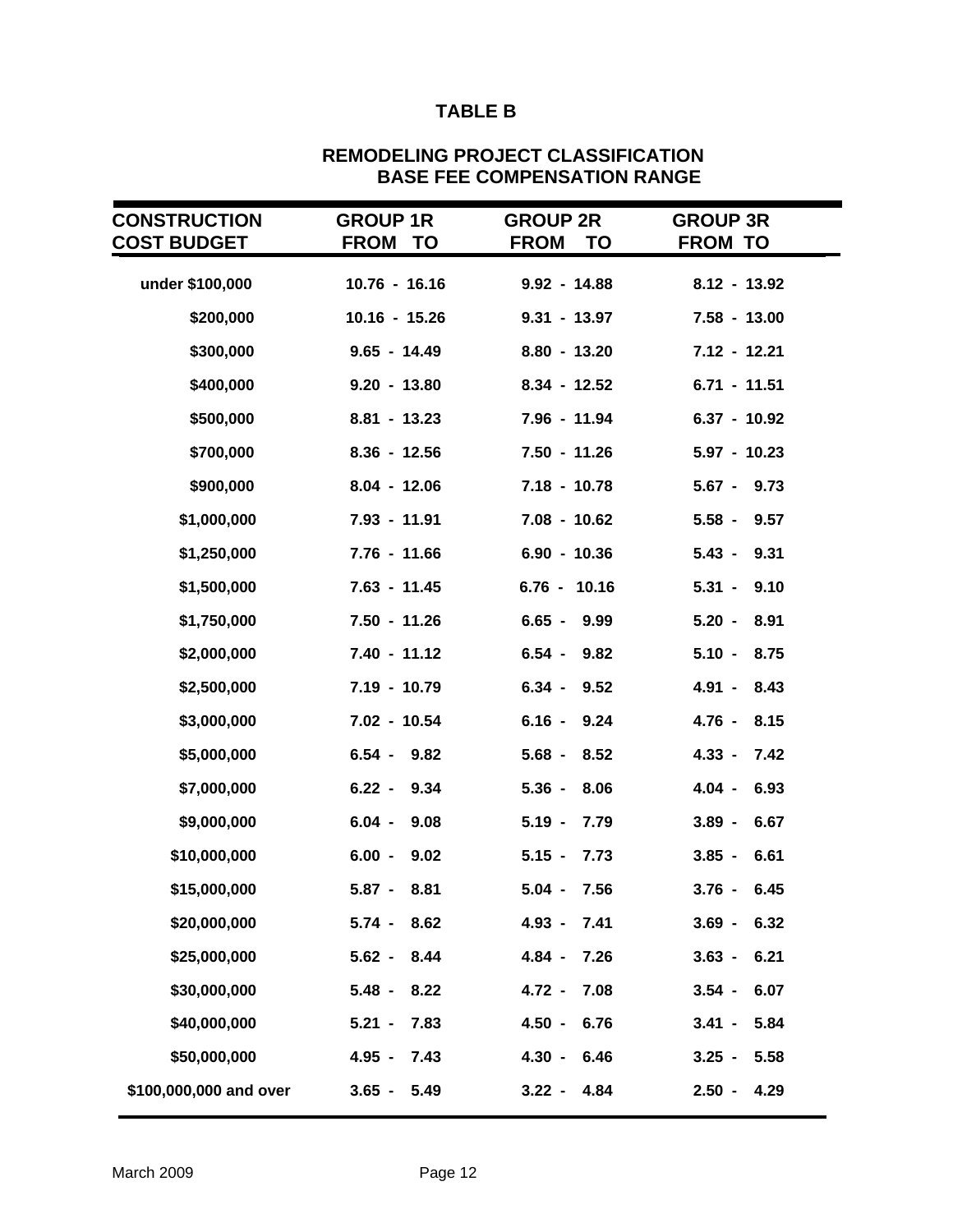# TABLE B

## REMODELING PROJECT CLASSIFICATION
## BASE FEE COMPENSATION RANGE

| CONSTRUCTION COST BUDGET | GROUP 1R FROM TO | GROUP 2R FROM TO | GROUP 3R FROM TO |
|---|---|---|---|
| under $100,000 | 10.76 - 16.16 | 9.92 - 14.88 | 8.12 - 13.92 |
| $200,000 | 10.16 - 15.26 | 9.31 - 13.97 | 7.58 - 13.00 |
| $300,000 | 9.65 - 14.49 | 8.80 - 13.20 | 7.12 - 12.21 |
| $400,000 | 9.20 - 13.80 | 8.34 - 12.52 | 6.71 - 11.51 |
| $500,000 | 8.81 - 13.23 | 7.96 - 11.94 | 6.37 - 10.92 |
| $700,000 | 8.36 - 12.56 | 7.50 - 11.26 | 5.97 - 10.23 |
| $900,000 | 8.04 - 12.06 | 7.18 - 10.78 | 5.67 - 9.73 |
| $1,000,000 | 7.93 - 11.91 | 7.08 - 10.62 | 5.58 - 9.57 |
| $1,250,000 | 7.76 - 11.66 | 6.90 - 10.36 | 5.43 - 9.31 |
| $1,500,000 | 7.63 - 11.45 | 6.76 - 10.16 | 5.31 - 9.10 |
| $1,750,000 | 7.50 - 11.26 | 6.65 - 9.99 | 5.20 - 8.91 |
| $2,000,000 | 7.40 - 11.12 | 6.54 - 9.82 | 5.10 - 8.75 |
| $2,500,000 | 7.19 - 10.79 | 6.34 - 9.52 | 4.91 - 8.43 |
| $3,000,000 | 7.02 - 10.54 | 6.16 - 9.24 | 4.76 - 8.15 |
| $5,000,000 | 6.54 - 9.82 | 5.68 - 8.52 | 4.33 - 7.42 |
| $7,000,000 | 6.22 - 9.34 | 5.36 - 8.06 | 4.04 - 6.93 |
| $9,000,000 | 6.04 - 9.08 | 5.19 - 7.79 | 3.89 - 6.67 |
| $10,000,000 | 6.00 - 9.02 | 5.15 - 7.73 | 3.85 - 6.61 |
| $15,000,000 | 5.87 - 8.81 | 5.04 - 7.56 | 3.76 - 6.45 |
| $20,000,000 | 5.74 - 8.62 | 4.93 - 7.41 | 3.69 - 6.32 |
| $25,000,000 | 5.62 - 8.44 | 4.84 - 7.26 | 3.63 - 6.21 |
| $30,000,000 | 5.48 - 8.22 | 4.72 - 7.08 | 3.54 - 6.07 |
| $40,000,000 | 5.21 - 7.83 | 4.50 - 6.76 | 3.41 - 5.84 |
| $50,000,000 | 4.95 - 7.43 | 4.30 - 6.46 | 3.25 - 5.58 |
| $100,000,000 and over | 3.65 - 5.49 | 3.22 - 4.84 | 2.50 - 4.29 |

March 2009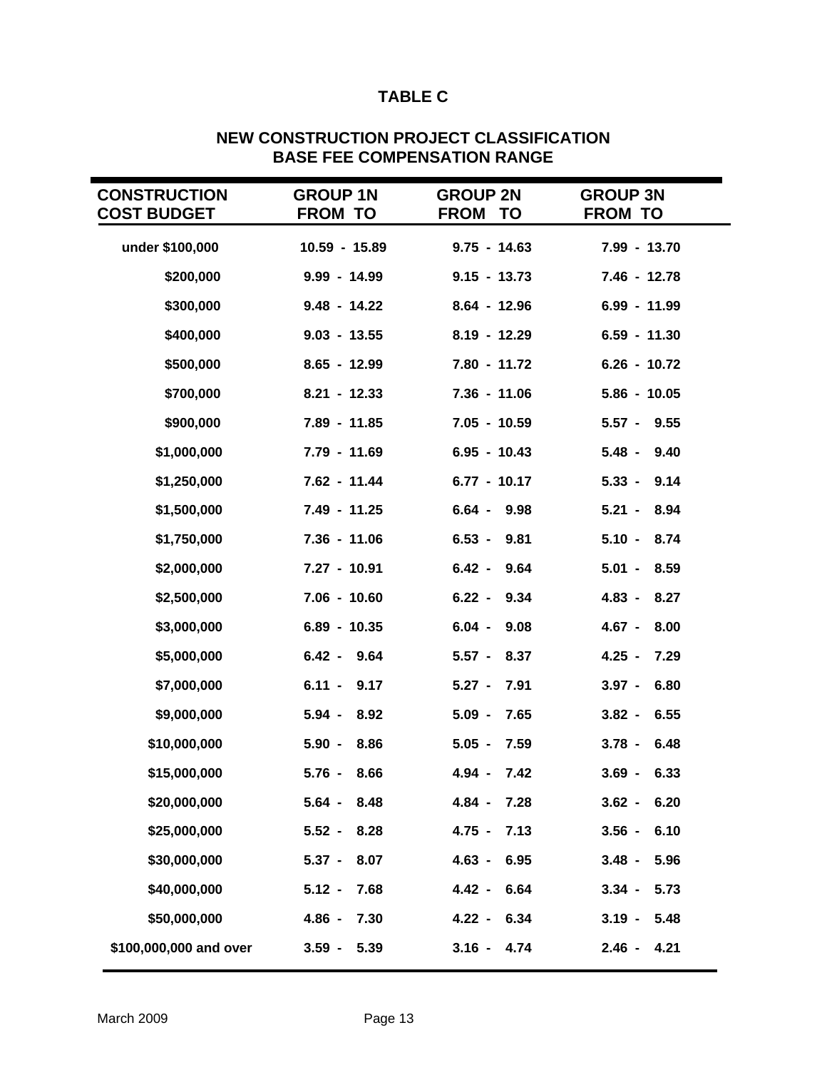# TABLE C

## NEW CONSTRUCTION PROJECT CLASSIFICATION BASE FEE COMPENSATION RANGE

| CONSTRUCTION COST BUDGET | GROUP 1N FROM TO | GROUP 2N FROM TO | GROUP 3N FROM TO |
|---|---|---|---|
| under $100,000 | 10.59 - 15.89 | 9.75 - 14.63 | 7.99 - 13.70 |
| $200,000 | 9.99 - 14.99 | 9.15 - 13.73 | 7.46 - 12.78 |
| $300,000 | 9.48 - 14.22 | 8.64 - 12.96 | 6.99 - 11.99 |
| $400,000 | 9.03 - 13.55 | 8.19 - 12.29 | 6.59 - 11.30 |
| $500,000 | 8.65 - 12.99 | 7.80 - 11.72 | 6.26 - 10.72 |
| $700,000 | 8.21 - 12.33 | 7.36 - 11.06 | 5.86 - 10.05 |
| $900,000 | 7.89 - 11.85 | 7.05 - 10.59 | 5.57 - 9.55 |
| $1,000,000 | 7.79 - 11.69 | 6.95 - 10.43 | 5.48 - 9.40 |
| $1,250,000 | 7.62 - 11.44 | 6.77 - 10.17 | 5.33 - 9.14 |
| $1,500,000 | 7.49 - 11.25 | 6.64 - 9.98 | 5.21 - 8.94 |
| $1,750,000 | 7.36 - 11.06 | 6.53 - 9.81 | 5.10 - 8.74 |
| $2,000,000 | 7.27 - 10.91 | 6.42 - 9.64 | 5.01 - 8.59 |
| $2,500,000 | 7.06 - 10.60 | 6.22 - 9.34 | 4.83 - 8.27 |
| $3,000,000 | 6.89 - 10.35 | 6.04 - 9.08 | 4.67 - 8.00 |
| $5,000,000 | 6.42 - 9.64 | 5.57 - 8.37 | 4.25 - 7.29 |
| $7,000,000 | 6.11 - 9.17 | 5.27 - 7.91 | 3.97 - 6.80 |
| $9,000,000 | 5.94 - 8.92 | 5.09 - 7.65 | 3.82 - 6.55 |
| $10,000,000 | 5.90 - 8.86 | 5.05 - 7.59 | 3.78 - 6.48 |
| $15,000,000 | 5.76 - 8.66 | 4.94 - 7.42 | 3.69 - 6.33 |
| $20,000,000 | 5.64 - 8.48 | 4.84 - 7.28 | 3.62 - 6.20 |
| $25,000,000 | 5.52 - 8.28 | 4.75 - 7.13 | 3.56 - 6.10 |
| $30,000,000 | 5.37 - 8.07 | 4.63 - 6.95 | 3.48 - 5.96 |
| $40,000,000 | 5.12 - 7.68 | 4.42 - 6.64 | 3.34 - 5.73 |
| $50,000,000 | 4.86 - 7.30 | 4.22 - 6.34 | 3.19 - 5.48 |
| $100,000,000 and over | 3.59 - 5.39 | 3.16 - 4.74 | 2.46 - 4.21 |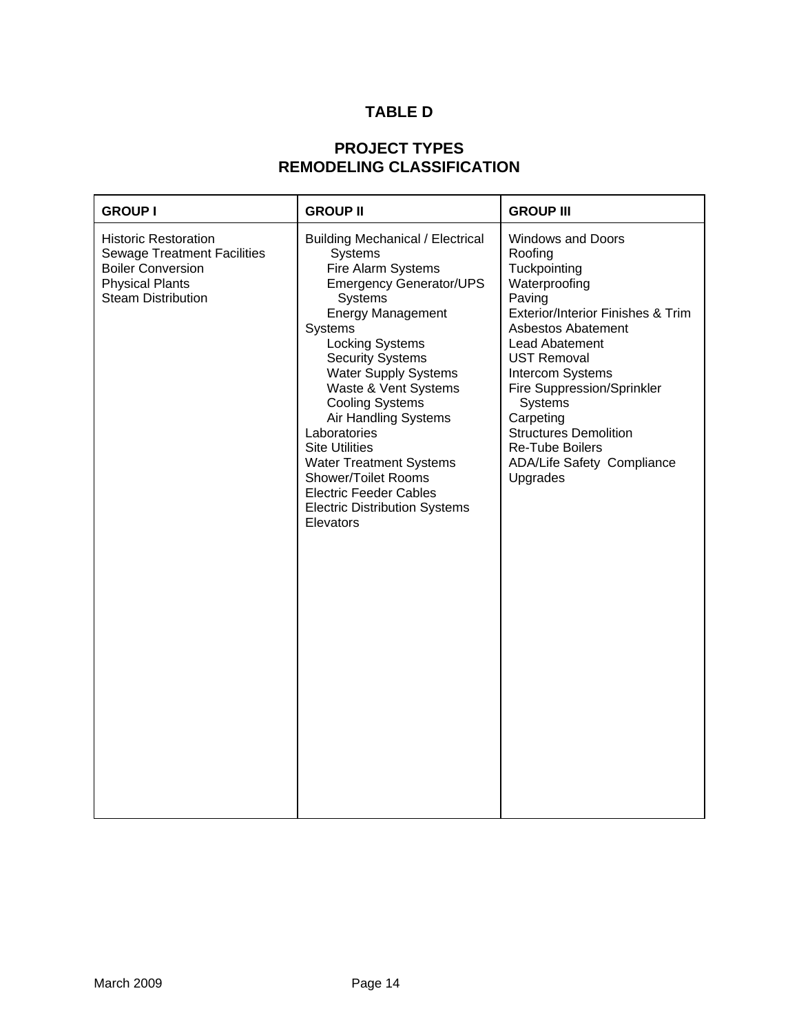# TABLE D

## PROJECT TYPES
## REMODELING CLASSIFICATION

| GROUP I | GROUP II | GROUP III |
|---|---|---|
| Historic Restoration<br>Sewage Treatment Facilities<br>Boiler Conversion<br>Physical Plants<br>Steam Distribution | Building Mechanical / Electrical Systems<br>Fire Alarm Systems<br>Emergency Generator/UPS Systems<br>Energy Management Systems<br>Locking Systems<br>Security Systems<br>Water Supply Systems<br>Waste & Vent Systems<br>Cooling Systems<br>Air Handling Systems<br>Laboratories<br>Site Utilities<br>Water Treatment Systems<br>Shower/Toilet Rooms<br>Electric Feeder Cables<br>Electric Distribution Systems<br>Elevators | Windows and Doors<br>Roofing<br>Tuckpointing<br>Waterproofing<br>Paving<br>Exterior/Interior Finishes & Trim<br>Asbestos Abatement<br>Lead Abatement<br>UST Removal<br>Intercom Systems<br>Fire Suppression/Sprinkler Systems<br>Carpeting<br>Structures Demolition<br>Re-Tube Boilers<br>ADA/Life Safety Compliance Upgrades |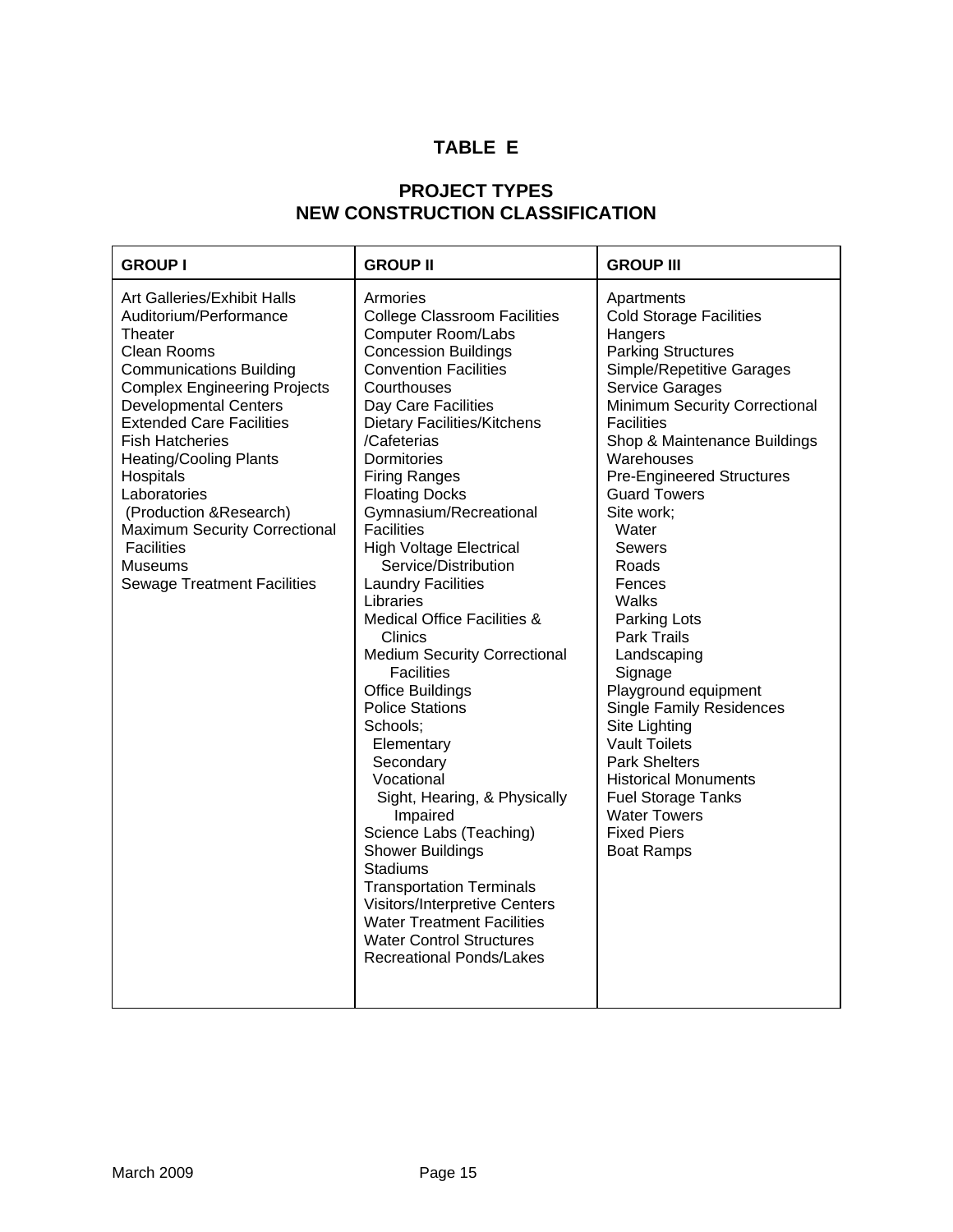# TABLE E

## PROJECT TYPES
## NEW CONSTRUCTION CLASSIFICATION

| GROUP I | GROUP II | GROUP III |
|---|---|---|
| Art Galleries/Exhibit Halls<br>Auditorium/Performance Theater<br>Clean Rooms<br>Communications Building<br>Complex Engineering Projects<br>Developmental Centers<br>Extended Care Facilities<br>Fish Hatcheries<br>Heating/Cooling Plants<br>Hospitals<br>Laboratories (Production &Research)<br>Maximum Security Correctional Facilities<br>Museums<br>Sewage Treatment Facilities | Armories<br>College Classroom Facilities<br>Computer Room/Labs<br>Concession Buildings<br>Convention Facilities<br>Courthouses<br>Day Care Facilities<br>Dietary Facilities/Kitchens /Cafeterias<br>Dormitories<br>Firing Ranges<br>Floating Docks<br>Gymnasium/Recreational Facilities<br>High Voltage Electrical Service/Distribution<br>Laundry Facilities<br>Libraries<br>Medical Office Facilities & Clinics<br>Medium Security Correctional Facilities<br>Office Buildings<br>Police Stations<br>Schools;<br>Elementary<br>Secondary<br>Vocational<br>Sight, Hearing, & Physically Impaired<br>Science Labs (Teaching)<br>Shower Buildings<br>Stadiums<br>Transportation Terminals<br>Visitors/Interpretive Centers<br>Water Treatment Facilities<br>Water Control Structures<br>Recreational Ponds/Lakes | Apartments<br>Cold Storage Facilities<br>Hangers<br>Parking Structures<br>Simple/Repetitive Garages<br>Service Garages<br>Minimum Security Correctional Facilities<br>Shop & Maintenance Buildings<br>Warehouses<br>Pre-Engineered Structures<br>Guard Towers<br>Site work;<br>Water<br>Sewers<br>Roads<br>Fences<br>Walks<br>Parking Lots<br>Park Trails<br>Landscaping<br>Signage<br>Playground equipment<br>Single Family Residences<br>Site Lighting<br>Vault Toilets<br>Park Shelters<br>Historical Monuments<br>Fuel Storage Tanks<br>Water Towers<br>Fixed Piers<br>Boat Ramps |

March 2009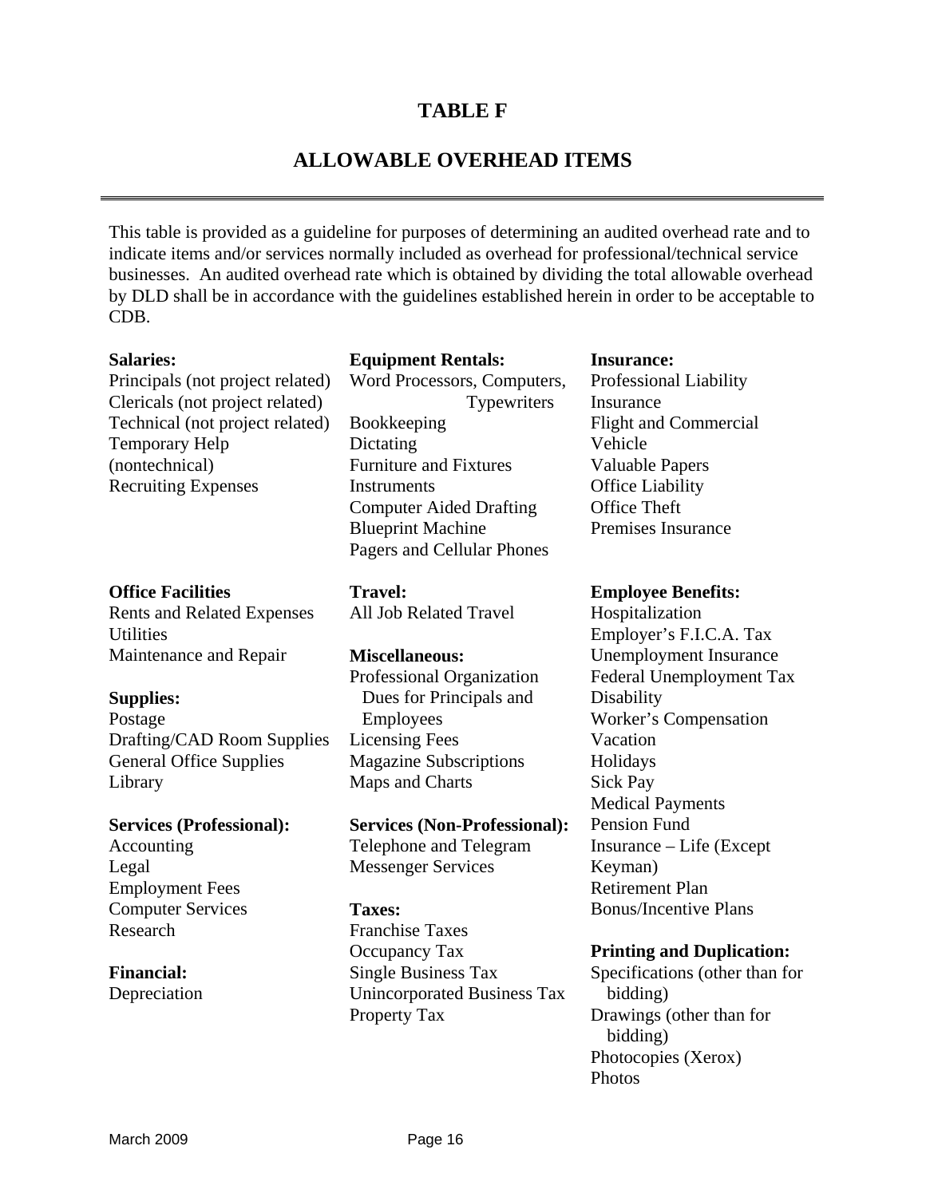# TABLE F

## ALLOWABLE OVERHEAD ITEMS

This table is provided as a guideline for purposes of determining an audited overhead rate and to indicate items and/or services normally included as overhead for professional/technical service businesses. An audited overhead rate which is obtained by dividing the total allowable overhead by DLD shall be in accordance with the guidelines established herein in order to be acceptable to CDB.

**Salaries:**
Principals (not project related)
Clericals (not project related)
Technical (not project related)
Temporary Help (nontechnical)
Recruiting Expenses

**Office Facilities**
Rents and Related Expenses
Utilities
Maintenance and Repair

**Supplies:**
Postage
Drafting/CAD Room Supplies
General Office Supplies
Library

**Services (Professional):**
Accounting
Legal
Employment Fees
Computer Services
Research

**Financial:**
Depreciation

**Equipment Rentals:**
Word Processors, Computers, Typewriters
Bookkeeping
Dictating
Furniture and Fixtures
Instruments
Computer Aided Drafting
Blueprint Machine
Pagers and Cellular Phones

**Travel:**
All Job Related Travel

**Miscellaneous:**
Professional Organization Dues for Principals and Employees
Licensing Fees
Magazine Subscriptions
Maps and Charts

**Services (Non-Professional):**
Telephone and Telegram
Messenger Services

**Taxes:**
Franchise Taxes
Occupancy Tax
Single Business Tax
Unincorporated Business Tax
Property Tax

**Insurance:**
Professional Liability Insurance
Flight and Commercial Vehicle
Valuable Papers
Office Liability
Office Theft
Premises Insurance

**Employee Benefits:**
Hospitalization
Employer's F.I.C.A. Tax
Unemployment Insurance
Federal Unemployment Tax
Disability
Worker's Compensation
Vacation
Holidays
Sick Pay
Medical Payments
Pension Fund
Insurance – Life (Except Keyman)
Retirement Plan
Bonus/Incentive Plans

**Printing and Duplication:**
Specifications (other than for bidding)
Drawings (other than for bidding)
Photocopies (Xerox)
Photos